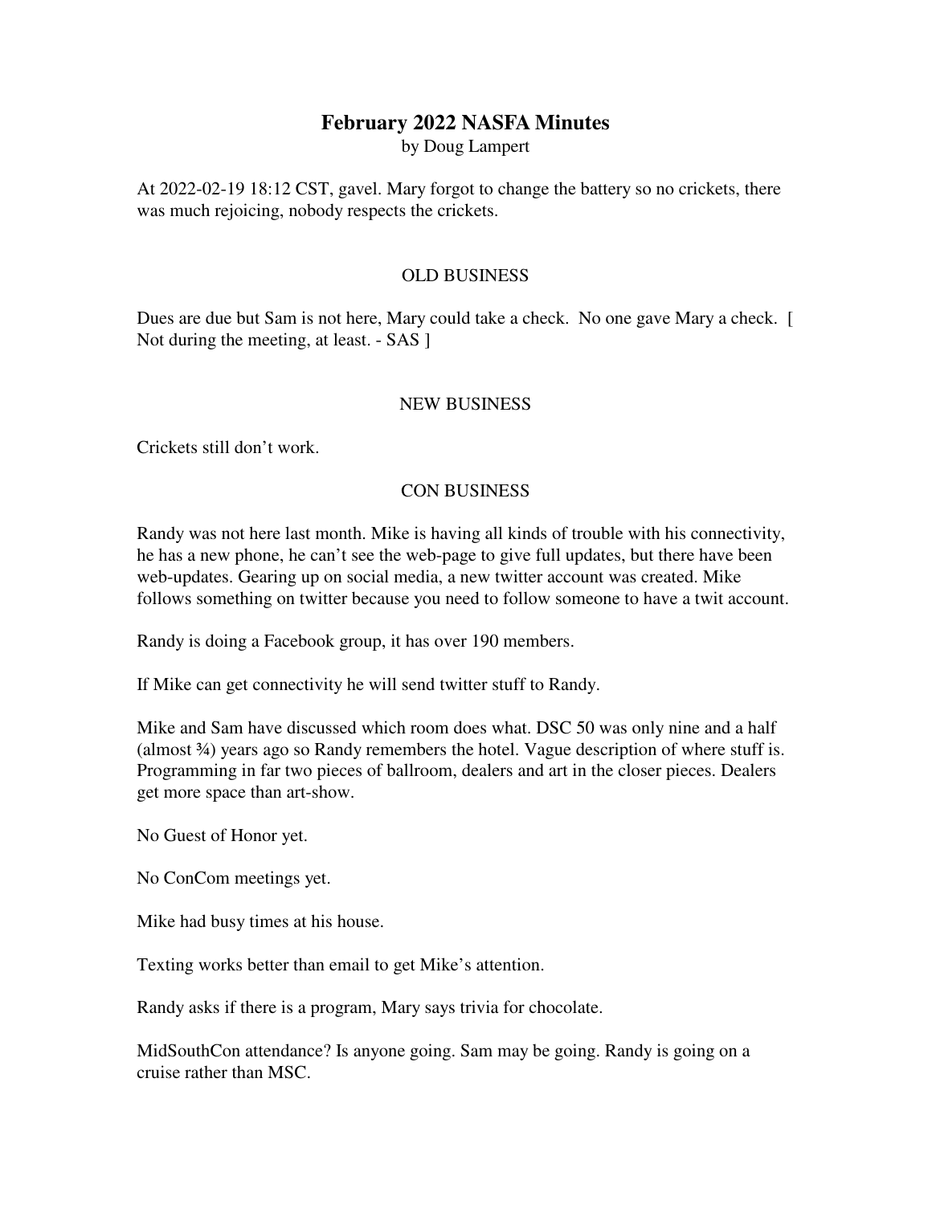# February 2022 NASFA Minutes

by Doug Lampert

At 2022-02-19 18:12 CST, gavel. Mary forgot to change the battery so no crickets, there was much rejoicing, nobody respects the crickets.

## OLD BUSINESS

Dues are due but Sam is not here, Mary could take a check. No one gave Mary a check. [ Not during the meeting, at least. - SAS ]

## NEW BUSINESS

Crickets still don't work.

## CON BUSINESS

Randy was not here last month. Mike is having all kinds of trouble with his connectivity, he has a new phone, he can't see the web-page to give full updates, but there have been web-updates. Gearing up on social media, a new twitter account was created. Mike follows something on twitter because you need to follow someone to have a twit account.

Randy is doing a Facebook group, it has over 190 members.

If Mike can get connectivity he will send twitter stuff to Randy.

Mike and Sam have discussed which room does what. DSC 50 was only nine and a half (almost ¾) years ago so Randy remembers the hotel. Vague description of where stuff is. Programming in far two pieces of ballroom, dealers and art in the closer pieces. Dealers get more space than art-show.

No Guest of Honor yet.

No ConCom meetings yet.

Mike had busy times at his house.

Texting works better than email to get Mike's attention.

Randy asks if there is a program, Mary says trivia for chocolate.

MidSouthCon attendance? Is anyone going. Sam may be going. Randy is going on a cruise rather than MSC.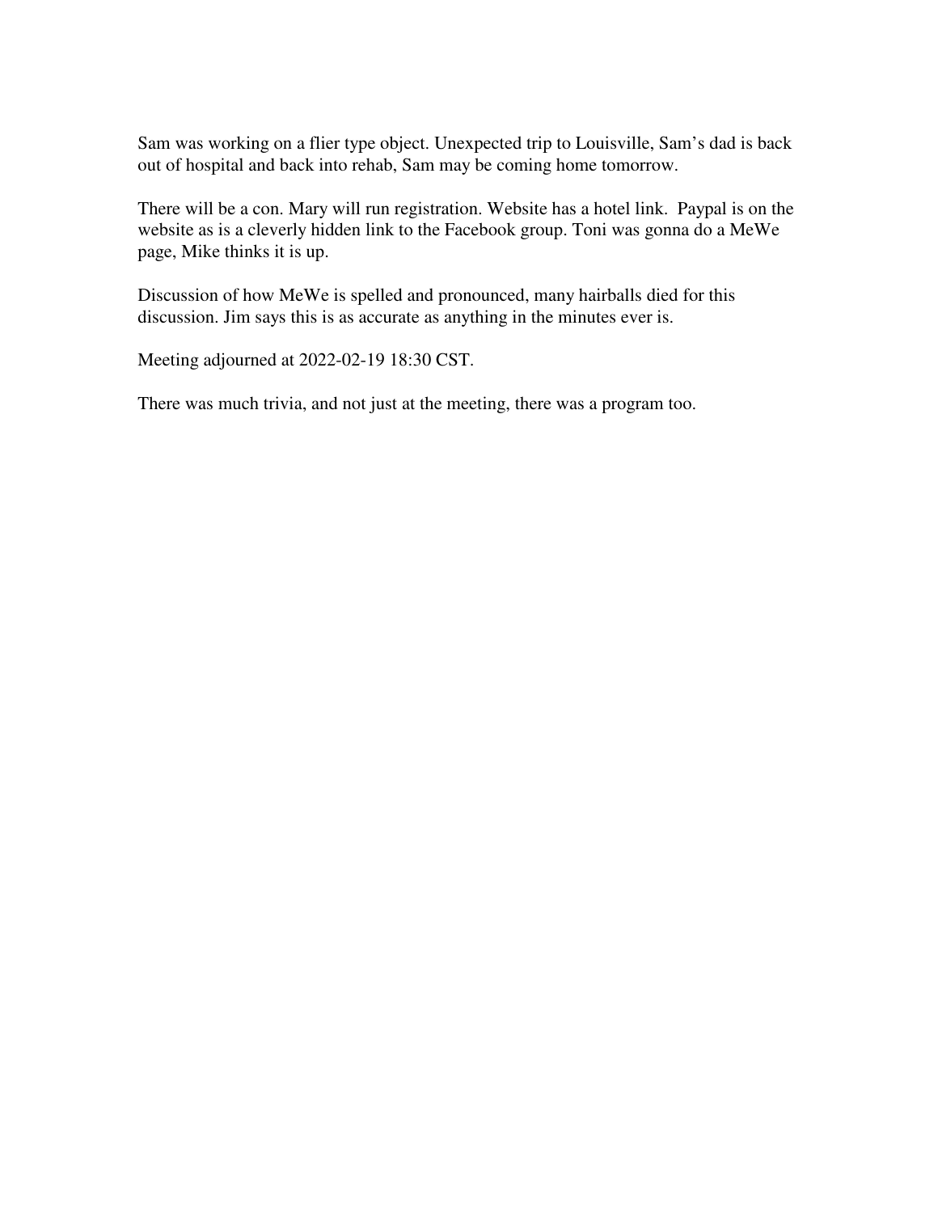Sam was working on a flier type object. Unexpected trip to Louisville, Sam's dad is back out of hospital and back into rehab, Sam may be coming home tomorrow.

There will be a con. Mary will run registration. Website has a hotel link. Paypal is on the website as is a cleverly hidden link to the Facebook group. Toni was gonna do a MeWe page, Mike thinks it is up.

Discussion of how MeWe is spelled and pronounced, many hairballs died for this discussion. Jim says this is as accurate as anything in the minutes ever is.

Meeting adjourned at 2022-02-19 18:30 CST.

There was much trivia, and not just at the meeting, there was a program too.